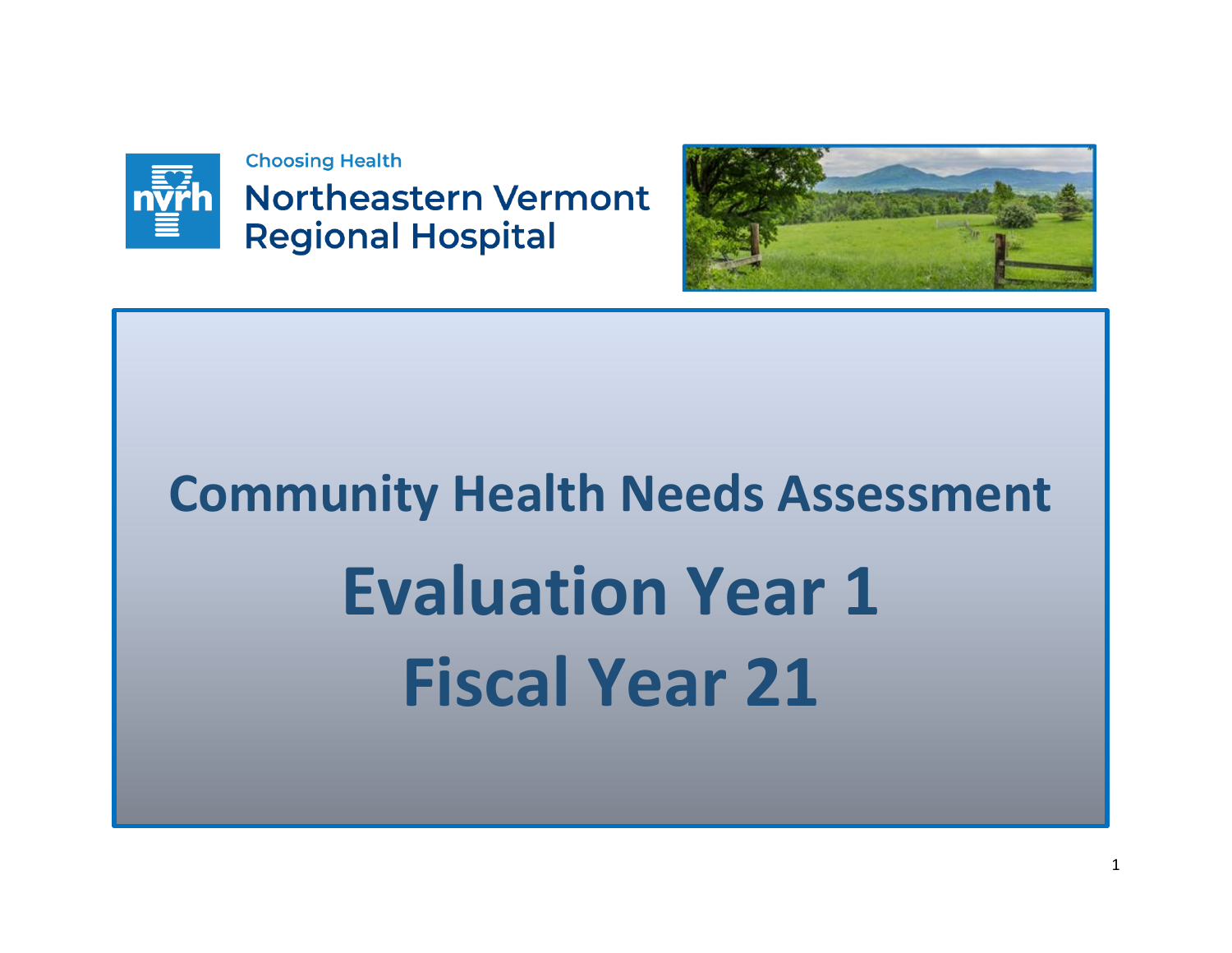Choosing Health

Northeastern Vermont Regional Hospital

# Community Health Needs Assessment

# Evaluation Year 1

# Fiscal Year 21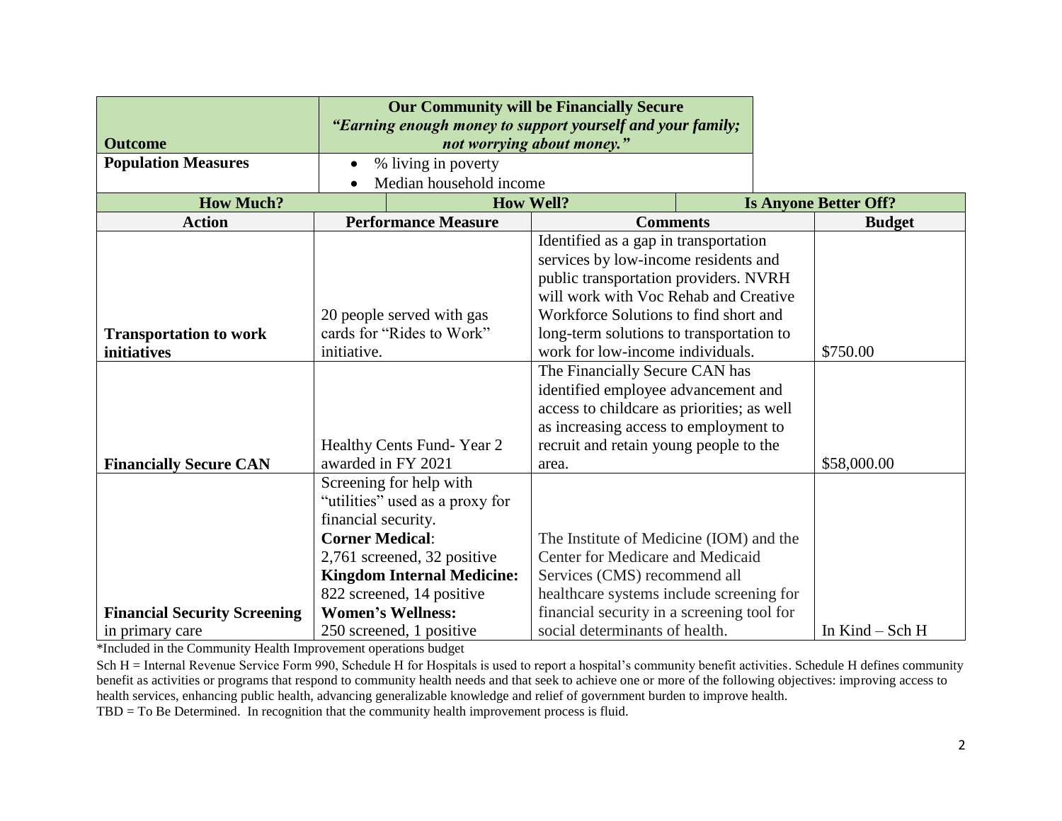| Outcome | Our Community will be Financially Secure<br>*"Earning enough money to support yourself and your family; not worrying about money."* | | |
|---|---|---|---|
| **Population Measures** | • % living in poverty<br>• Median household income | | |
| **How Much?** | **How Well?** | | **Is Anyone Better Off?** |
| **Action** | **Performance Measure** | **Comments** | **Budget** |
| **Transportation to work initiatives** | 20 people served with gas cards for "Rides to Work" initiative. | Identified as a gap in transportation services by low-income residents and public transportation providers. NVRH will work with Voc Rehab and Creative Workforce Solutions to find short and long-term solutions to transportation to work for low-income individuals. | $750.00 |
| **Financially Secure CAN** | Healthy Cents Fund- Year 2 awarded in FY 2021 | The Financially Secure CAN has identified employee advancement and access to childcare as priorities; as well as increasing access to employment to recruit and retain young people to the area. | $58,000.00 |
| **Financial Security Screening** in primary care | Screening for help with "utilities" used as a proxy for financial security.<br>**Corner Medical**:<br>2,761 screened, 32 positive<br>**Kingdom Internal Medicine:**<br>822 screened, 14 positive<br>**Women's Wellness:**<br>250 screened, 1 positive | The Institute of Medicine (IOM) and the Center for Medicare and Medicaid Services (CMS) recommend all healthcare systems include screening for financial security in a screening tool for social determinants of health. | In Kind – Sch H |

*Included in the Community Health Improvement operations budget

Sch H = Internal Revenue Service Form 990, Schedule H for Hospitals is used to report a hospital's community benefit activities. Schedule H defines community benefit as activities or programs that respond to community health needs and that seek to achieve one or more of the following objectives: improving access to health services, enhancing public health, advancing generalizable knowledge and relief of government burden to improve health.

TBD = To Be Determined. In recognition that the community health improvement process is fluid.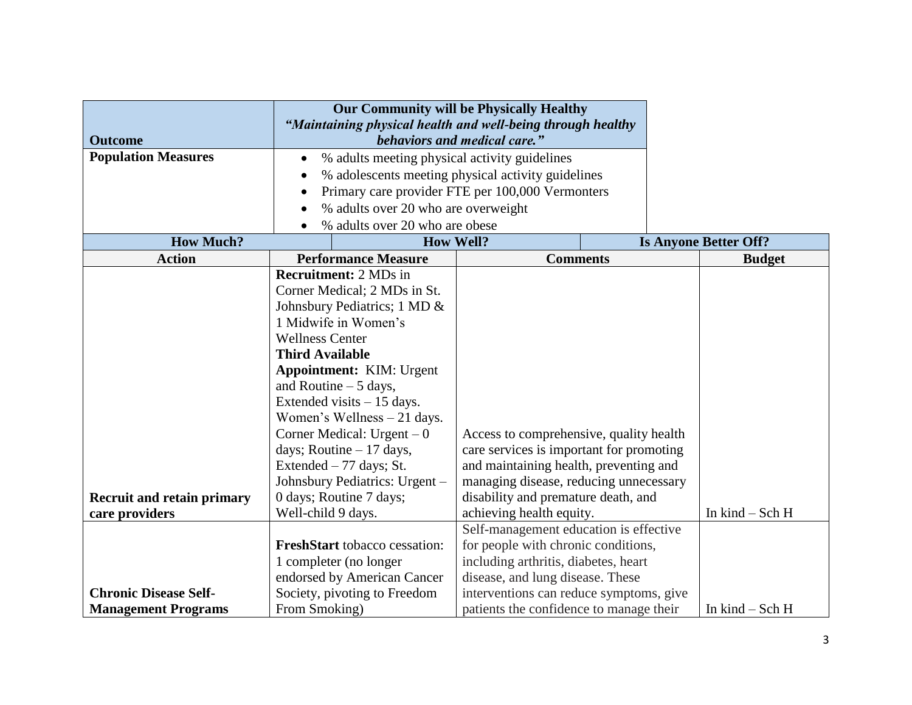| Outcome | Our Community will be Physically Healthy<br>*"Maintaining physical health and well-being through healthy behaviors and medical care."* |
| --- | --- |
| **Population Measures** | • % adults meeting physical activity guidelines<br>• % adolescents meeting physical activity guidelines<br>• Primary care provider FTE per 100,000 Vermonters<br>• % adults over 20 who are overweight<br>• % adults over 20 who are obese |

| How Much? | How Well? | | Is Anyone Better Off? |
| --- | --- | --- | --- |
| **Action** | **Performance Measure** | **Comments** | **Budget** |
| **Recruit and retain primary care providers** | **Recruitment:** 2 MDs in Corner Medical; 2 MDs in St. Johnsbury Pediatrics; 1 MD & 1 Midwife in Women's Wellness Center<br>**Third Available Appointment:** KIM: Urgent and Routine – 5 days, Extended visits – 15 days. Women's Wellness – 21 days. Corner Medical: Urgent – 0 days; Routine – 17 days, Extended – 77 days; St. Johnsbury Pediatrics: Urgent – 0 days; Routine 7 days; Well-child 9 days. | Access to comprehensive, quality health care services is important for promoting and maintaining health, preventing and managing disease, reducing unnecessary disability and premature death, and achieving health equity. | In kind – Sch H |
| **Chronic Disease Self-Management Programs** | **FreshStart** tobacco cessation: 1 completer (no longer endorsed by American Cancer Society, pivoting to Freedom From Smoking) | Self-management education is effective for people with chronic conditions, including arthritis, diabetes, heart disease, and lung disease. These interventions can reduce symptoms, give patients the confidence to manage their | In kind – Sch H |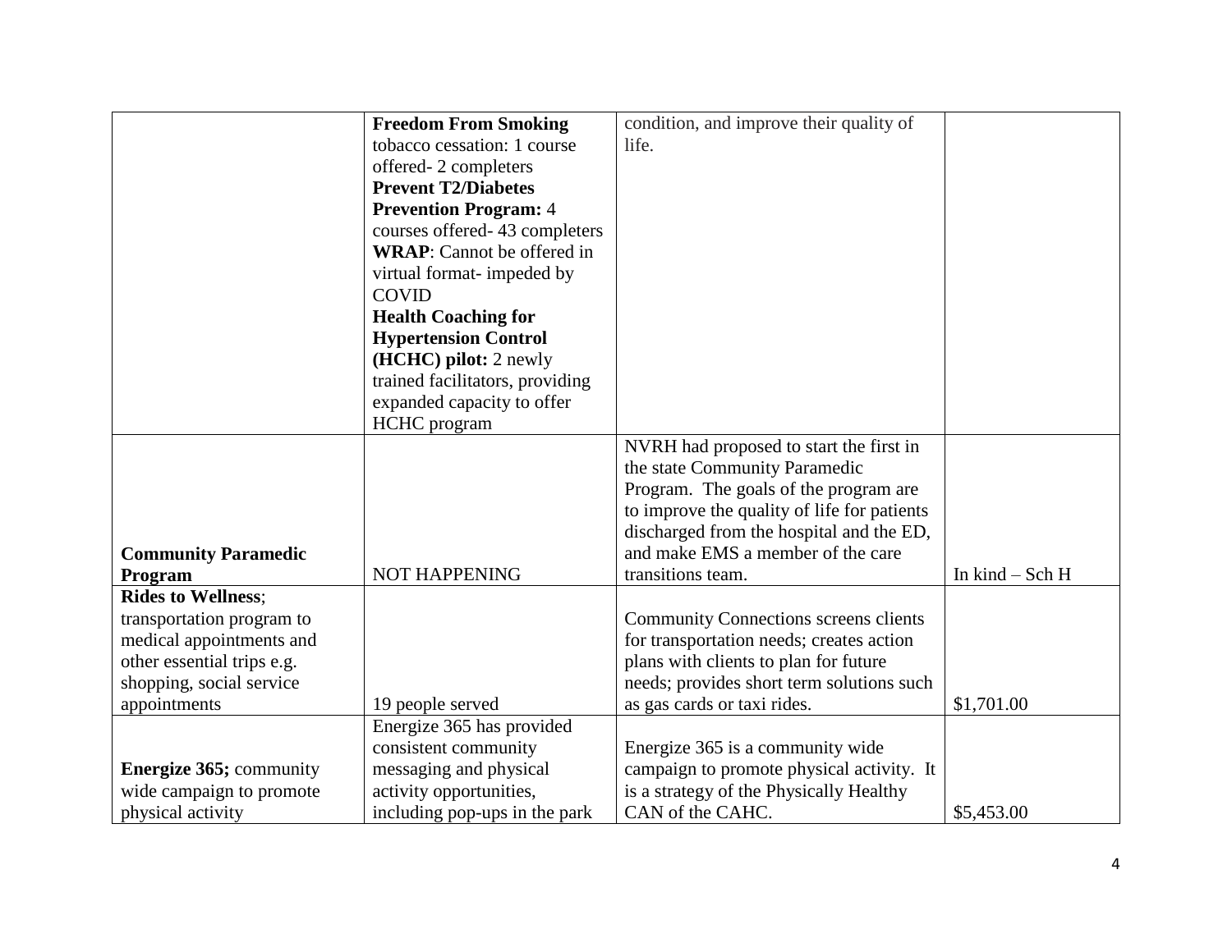| | | | |
|---|---|---|---|
| | **Freedom From Smoking** tobacco cessation: 1 course offered- 2 completers **Prevent T2/Diabetes Prevention Program:** 4 courses offered- 43 completers **WRAP**: Cannot be offered in virtual format- impeded by COVID **Health Coaching for Hypertension Control (HCHC) pilot:** 2 newly trained facilitators, providing expanded capacity to offer HCHC program | condition, and improve their quality of life. | |
| **Community Paramedic Program** | NOT HAPPENING | NVRH had proposed to start the first in the state Community Paramedic Program. The goals of the program are to improve the quality of life for patients discharged from the hospital and the ED, and make EMS a member of the care transitions team. | In kind – Sch H |
| **Rides to Wellness**; transportation program to medical appointments and other essential trips e.g. shopping, social service appointments | 19 people served | Community Connections screens clients for transportation needs; creates action plans with clients to plan for future needs; provides short term solutions such as gas cards or taxi rides. | $1,701.00 |
| **Energize 365;** community wide campaign to promote physical activity | Energize 365 has provided consistent community messaging and physical activity opportunities, including pop-ups in the park | Energize 365 is a community wide campaign to promote physical activity. It is a strategy of the Physically Healthy CAN of the CAHC. | $5,453.00 |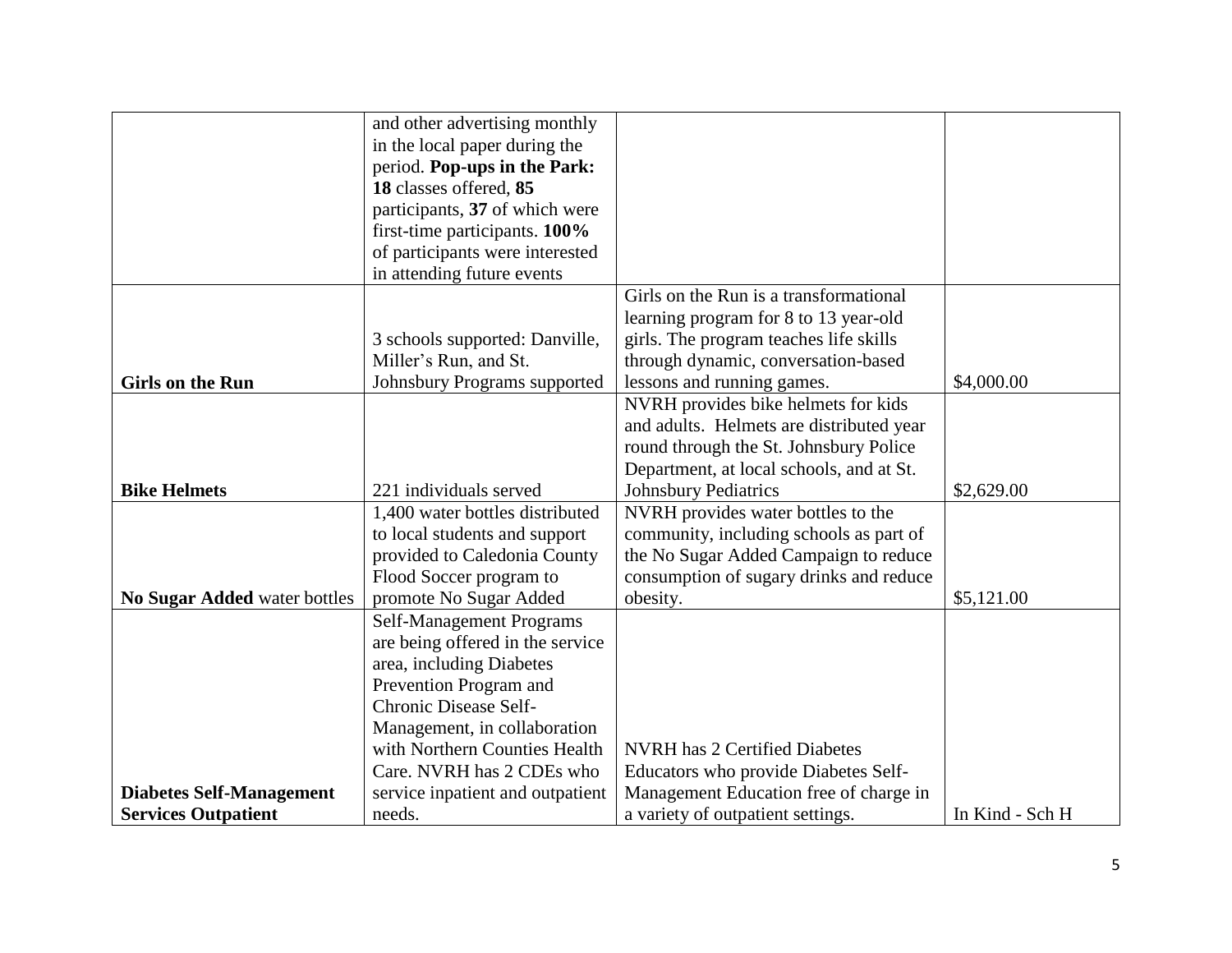| | | | |
|---|---|---|---|
| | and other advertising monthly in the local paper during the period. **Pop-ups in the Park: 18** classes offered, **85** participants, **37** of which were first-time participants. **100%** of participants were interested in attending future events | | |
| **Girls on the Run** | 3 schools supported: Danville, Miller's Run, and St. Johnsbury Programs supported | Girls on the Run is a transformational learning program for 8 to 13 year-old girls. The program teaches life skills through dynamic, conversation-based lessons and running games. | $4,000.00 |
| **Bike Helmets** | 221 individuals served | NVRH provides bike helmets for kids and adults. Helmets are distributed year round through the St. Johnsbury Police Department, at local schools, and at St. Johnsbury Pediatrics | $2,629.00 |
| **No Sugar Added** water bottles | 1,400 water bottles distributed to local students and support provided to Caledonia County Flood Soccer program to promote No Sugar Added | NVRH provides water bottles to the community, including schools as part of the No Sugar Added Campaign to reduce consumption of sugary drinks and reduce obesity. | $5,121.00 |
| **Diabetes Self-Management Services Outpatient** | Self-Management Programs are being offered in the service area, including Diabetes Prevention Program and Chronic Disease Self-Management, in collaboration with Northern Counties Health Care. NVRH has 2 CDEs who service inpatient and outpatient needs. | NVRH has 2 Certified Diabetes Educators who provide Diabetes Self-Management Education free of charge in a variety of outpatient settings. | In Kind - Sch H |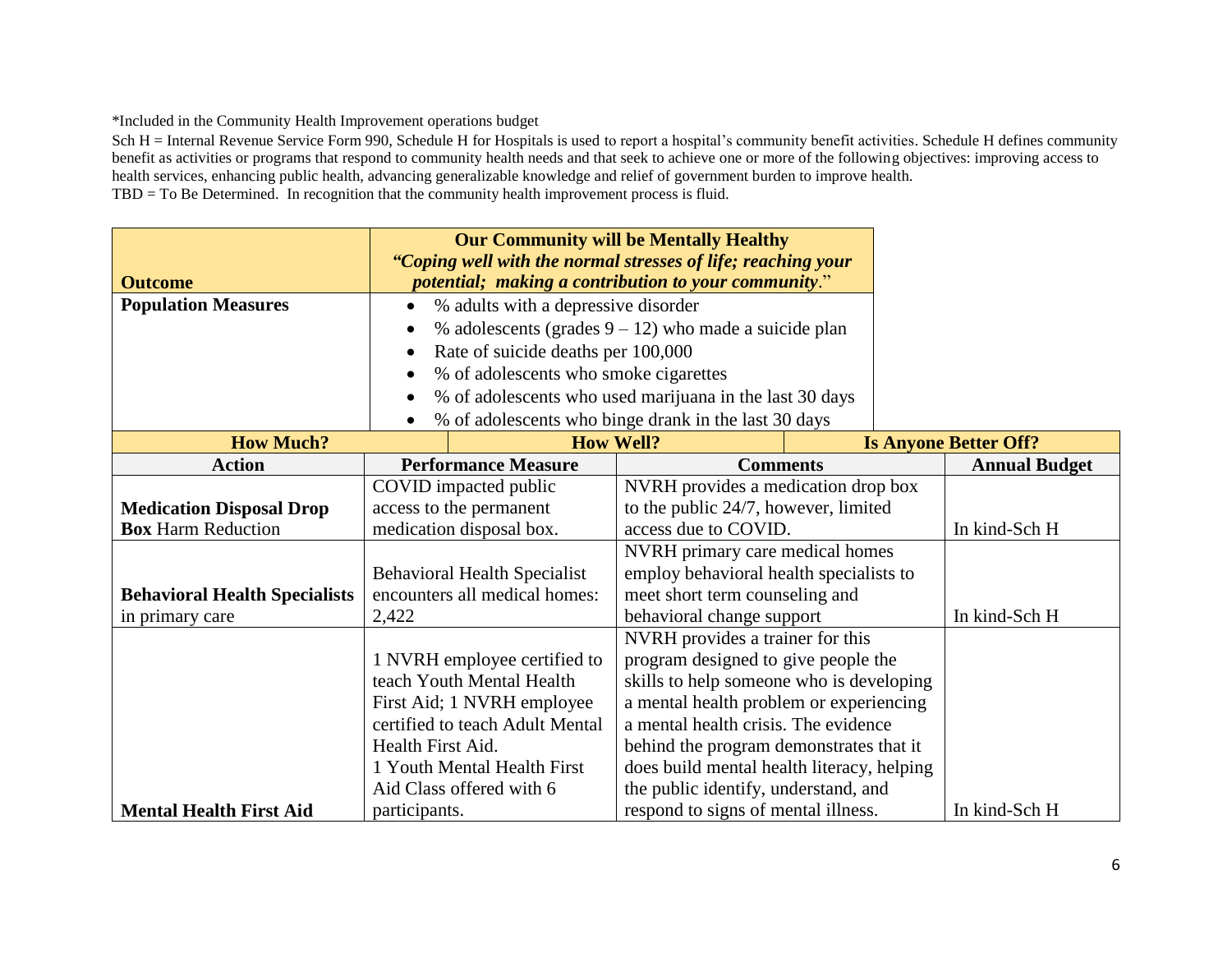*Included in the Community Health Improvement operations budget

Sch H = Internal Revenue Service Form 990, Schedule H for Hospitals is used to report a hospital's community benefit activities. Schedule H defines community benefit as activities or programs that respond to community health needs and that seek to achieve one or more of the following objectives: improving access to health services, enhancing public health, advancing generalizable knowledge and relief of government burden to improve health.

TBD = To Be Determined. In recognition that the community health improvement process is fluid.

| **Outcome** | **Our Community will be Mentally Healthy** *"Coping well with the normal stresses of life; reaching your potential; making a contribution to your community."* | | |
|---|---|---|---|
| **Population Measures** | • % adults with a depressive disorder<br>• % adolescents (grades 9 – 12) who made a suicide plan<br>• Rate of suicide deaths per 100,000<br>• % of adolescents who smoke cigarettes<br>• % of adolescents who used marijuana in the last 30 days<br>• % of adolescents who binge drank in the last 30 days | | |
| **How Much?** | **How Well?** | | **Is Anyone Better Off?** |
| **Action** | **Performance Measure** | **Comments** | **Annual Budget** |
| **Medication Disposal Drop Box** Harm Reduction | COVID impacted public access to the permanent medication disposal box. | NVRH provides a medication drop box to the public 24/7, however, limited access due to COVID. | In kind-Sch H |
| **Behavioral Health Specialists** in primary care | Behavioral Health Specialist encounters all medical homes: 2,422 | NVRH primary care medical homes employ behavioral health specialists to meet short term counseling and behavioral change support | In kind-Sch H |
| **Mental Health First Aid** | 1 NVRH employee certified to teach Youth Mental Health First Aid; 1 NVRH employee certified to teach Adult Mental Health First Aid.<br>1 Youth Mental Health First Aid Class offered with 6 participants. | NVRH provides a trainer for this program designed to give people the skills to help someone who is developing a mental health problem or experiencing a mental health crisis. The evidence behind the program demonstrates that it does build mental health literacy, helping the public identify, understand, and respond to signs of mental illness. | In kind-Sch H |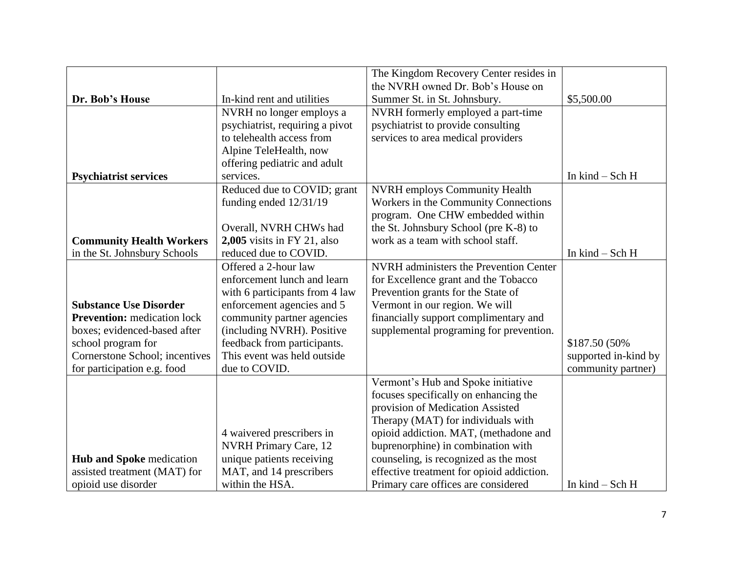| | | | |
|---|---|---|---|
| **Dr. Bob's House** | In-kind rent and utilities | The Kingdom Recovery Center resides in the NVRH owned Dr. Bob's House on Summer St. in St. Johnsbury. | $5,500.00 |
| **Psychiatrist services** | NVRH no longer employs a psychiatrist, requiring a pivot to telehealth access from Alpine TeleHealth, now offering pediatric and adult services. | NVRH formerly employed a part-time psychiatrist to provide consulting services to area medical providers | In kind – Sch H |
| **Community Health Workers** in the St. Johnsbury Schools | Reduced due to COVID; grant funding ended 12/31/19<br><br>Overall, NVRH CHWs had **2,005** visits in FY 21, also reduced due to COVID. | NVRH employs Community Health Workers in the Community Connections program. One CHW embedded within the St. Johnsbury School (pre K-8) to work as a team with school staff. | In kind – Sch H |
| **Substance Use Disorder Prevention:** medication lock boxes; evidenced-based after school program for Cornerstone School; incentives for participation e.g. food | Offered a 2-hour law enforcement lunch and learn with 6 participants from 4 law enforcement agencies and 5 community partner agencies (including NVRH). Positive feedback from participants. This event was held outside due to COVID. | NVRH administers the Prevention Center for Excellence grant and the Tobacco Prevention grants for the State of Vermont in our region. We will financially support complimentary and supplemental programing for prevention. | $187.50 (50% supported in-kind by community partner) |
| **Hub and Spoke** medication assisted treatment (MAT) for opioid use disorder | 4 waivered prescribers in NVRH Primary Care, 12 unique patients receiving MAT, and 14 prescribers within the HSA. | Vermont's Hub and Spoke initiative focuses specifically on enhancing the provision of Medication Assisted Therapy (MAT) for individuals with opioid addiction. MAT, (methadone and buprenorphine) in combination with counseling, is recognized as the most effective treatment for opioid addiction. Primary care offices are considered | In kind – Sch H |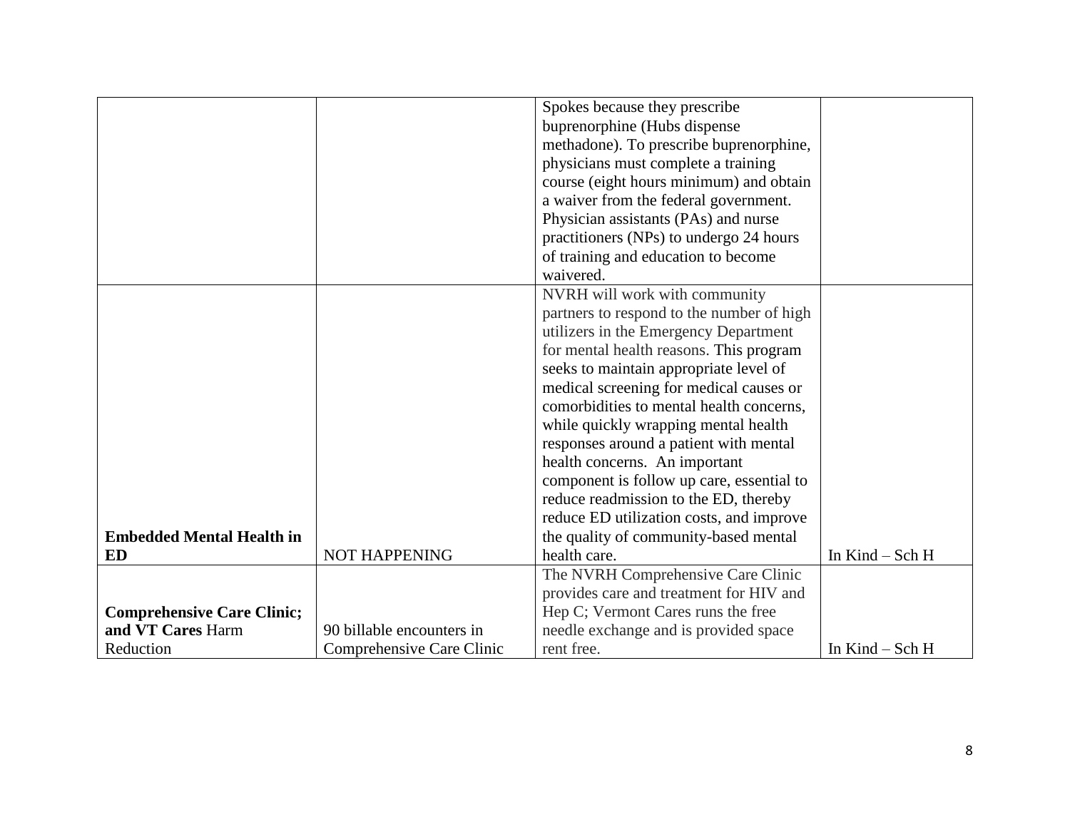| | | | |
|---|---|---|---|
| | | Spokes because they prescribe buprenorphine (Hubs dispense methadone). To prescribe buprenorphine, physicians must complete a training course (eight hours minimum) and obtain a waiver from the federal government. Physician assistants (PAs) and nurse practitioners (NPs) to undergo 24 hours of training and education to become waivered. | |
| **Embedded Mental Health in ED** | NOT HAPPENING | NVRH will work with community partners to respond to the number of high utilizers in the Emergency Department for mental health reasons. This program seeks to maintain appropriate level of medical screening for medical causes or comorbidities to mental health concerns, while quickly wrapping mental health responses around a patient with mental health concerns. An important component is follow up care, essential to reduce readmission to the ED, thereby reduce ED utilization costs, and improve the quality of community-based mental health care. | In Kind – Sch H |
| **Comprehensive Care Clinic; and VT Cares** Harm Reduction | 90 billable encounters in Comprehensive Care Clinic | The NVRH Comprehensive Care Clinic provides care and treatment for HIV and Hep C; Vermont Cares runs the free needle exchange and is provided space rent free. | In Kind – Sch H |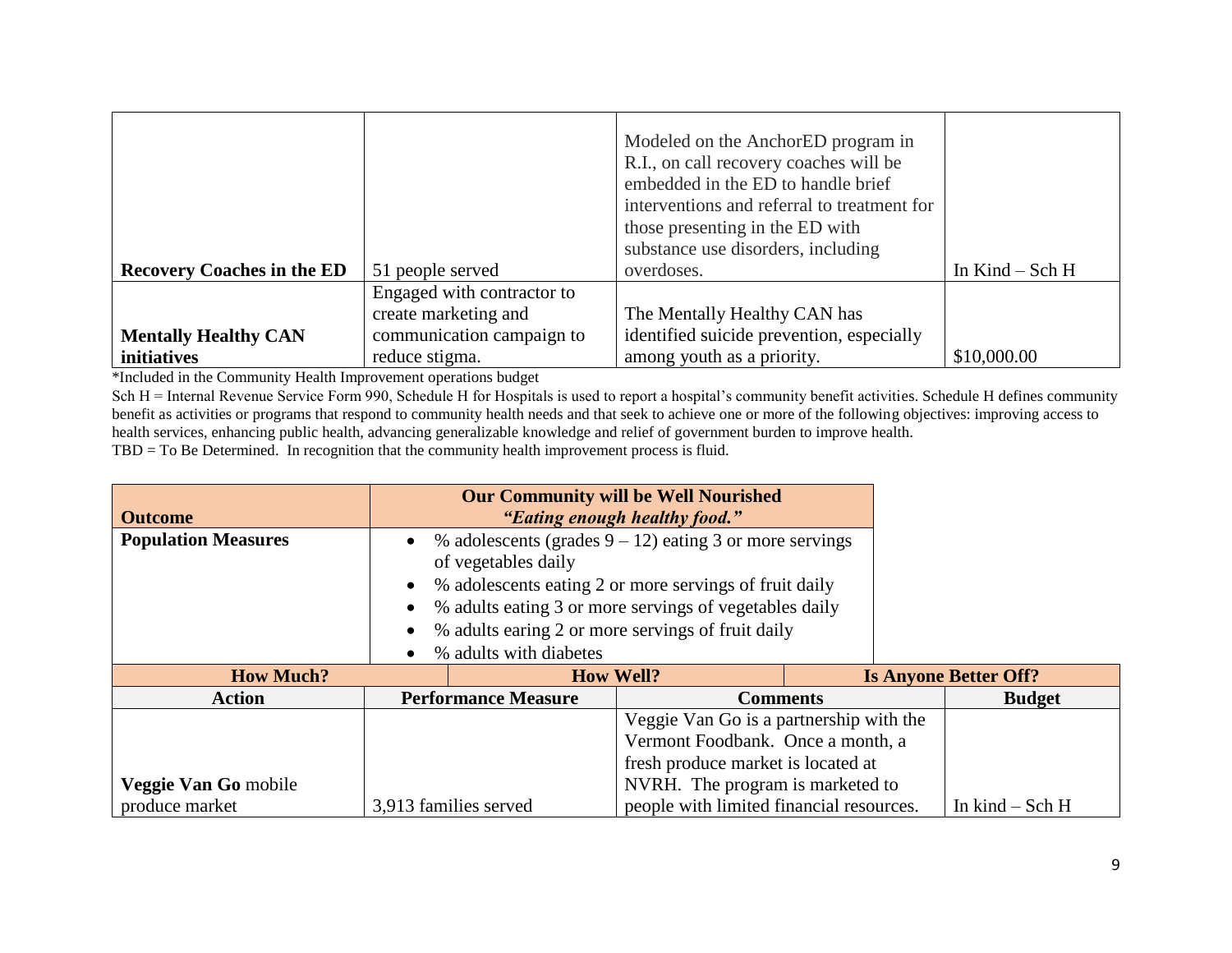| | | | |
|---|---|---|---|
| **Recovery Coaches in the ED** | 51 people served | Modeled on the AnchorED program in R.I., on call recovery coaches will be embedded in the ED to handle brief interventions and referral to treatment for those presenting in the ED with substance use disorders, including overdoses. | In Kind – Sch H |
| **Mentally Healthy CAN initiatives** | Engaged with contractor to create marketing and communication campaign to reduce stigma. | The Mentally Healthy CAN has identified suicide prevention, especially among youth as a priority. | $10,000.00 |

*Included in the Community Health Improvement operations budget

Sch H = Internal Revenue Service Form 990, Schedule H for Hospitals is used to report a hospital's community benefit activities. Schedule H defines community benefit as activities or programs that respond to community health needs and that seek to achieve one or more of the following objectives: improving access to health services, enhancing public health, advancing generalizable knowledge and relief of government burden to improve health.

TBD = To Be Determined. In recognition that the community health improvement process is fluid.

| **Outcome** | **Our Community will be Well Nourished** *"Eating enough healthy food."* |
|---|---|
| **Population Measures** | • % adolescents (grades 9 – 12) eating 3 or more servings of vegetables daily<br>• % adolescents eating 2 or more servings of fruit daily<br>• % adults eating 3 or more servings of vegetables daily<br>• % adults earing 2 or more servings of fruit daily<br>• % adults with diabetes |

| **How Much?** | **How Well?** | **Is Anyone Better Off?** | |
|---|---|---|---|
| **Action** | **Performance Measure** | **Comments** | **Budget** |
| **Veggie Van Go** mobile produce market | 3,913 families served | Veggie Van Go is a partnership with the Vermont Foodbank. Once a month, a fresh produce market is located at NVRH. The program is marketed to people with limited financial resources. | In kind – Sch H |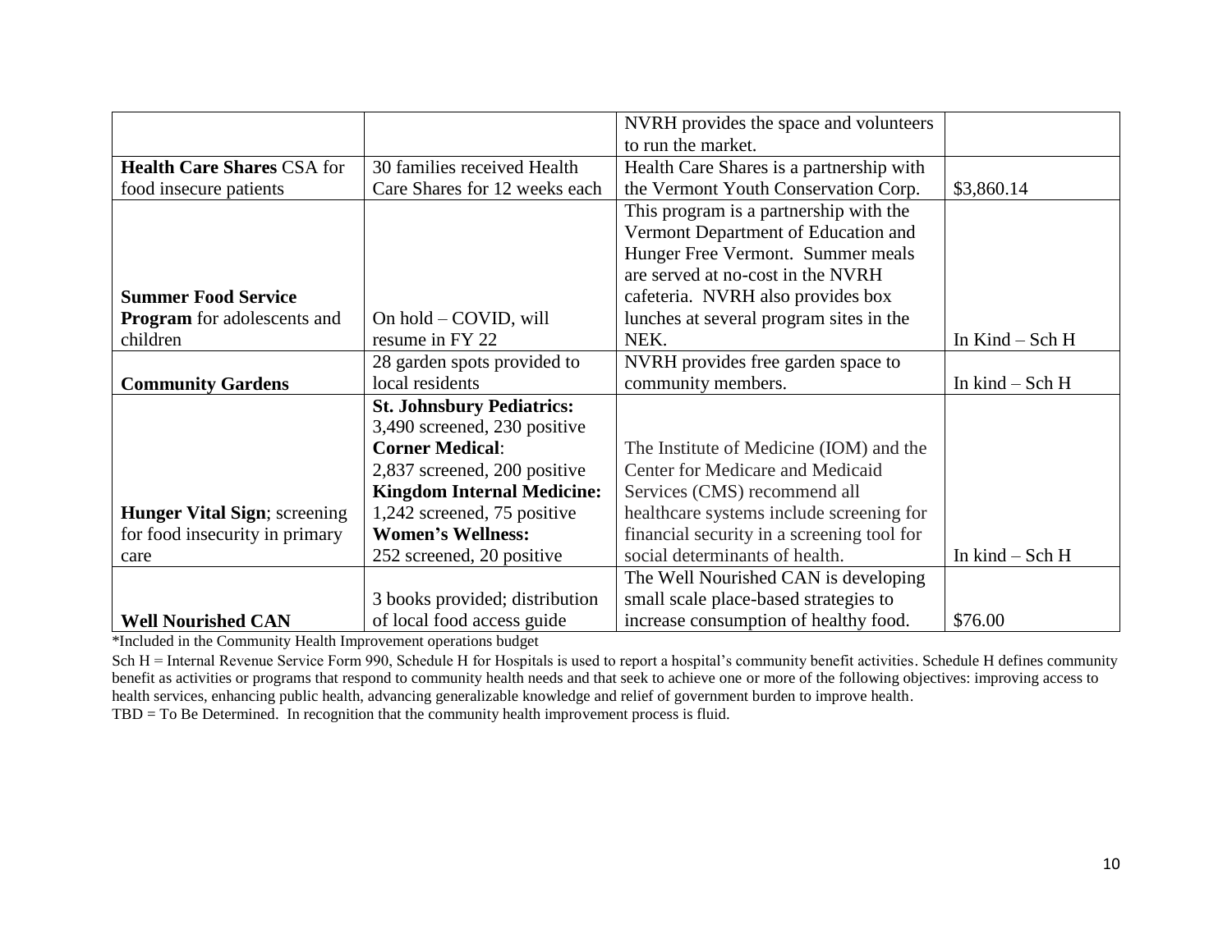| | | | |
|---|---|---|---|
| | | NVRH provides the space and volunteers to run the market. | |
| **Health Care Shares** CSA for food insecure patients | 30 families received Health Care Shares for 12 weeks each | Health Care Shares is a partnership with the Vermont Youth Conservation Corp. | $3,860.14 |
| **Summer Food Service Program** for adolescents and children | On hold – COVID, will resume in FY 22 | This program is a partnership with the Vermont Department of Education and Hunger Free Vermont. Summer meals are served at no-cost in the NVRH cafeteria. NVRH also provides box lunches at several program sites in the NEK. | In Kind – Sch H |
| **Community Gardens** | 28 garden spots provided to local residents | NVRH provides free garden space to community members. | In kind – Sch H |
| **Hunger Vital Sign**; screening for food insecurity in primary care | **St. Johnsbury Pediatrics:** 3,490 screened, 230 positive **Corner Medical**: 2,837 screened, 200 positive **Kingdom Internal Medicine:** 1,242 screened, 75 positive **Women's Wellness:** 252 screened, 20 positive | The Institute of Medicine (IOM) and the Center for Medicare and Medicaid Services (CMS) recommend all healthcare systems include screening for financial security in a screening tool for social determinants of health. | In kind – Sch H |
| **Well Nourished CAN** | 3 books provided; distribution of local food access guide | The Well Nourished CAN is developing small scale place-based strategies to increase consumption of healthy food. | $76.00 |

*Included in the Community Health Improvement operations budget

Sch H = Internal Revenue Service Form 990, Schedule H for Hospitals is used to report a hospital's community benefit activities. Schedule H defines community benefit as activities or programs that respond to community health needs and that seek to achieve one or more of the following objectives: improving access to health services, enhancing public health, advancing generalizable knowledge and relief of government burden to improve health.

TBD = To Be Determined. In recognition that the community health improvement process is fluid.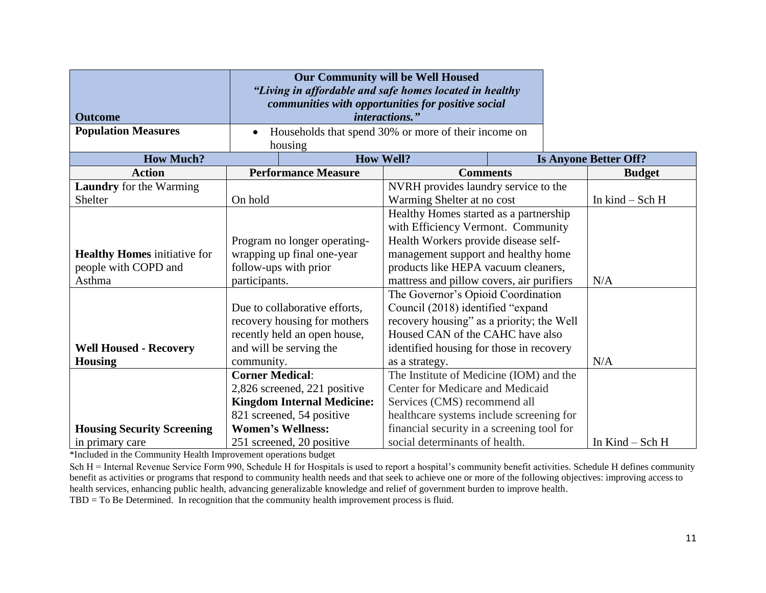| Outcome | Our Community will be Well Housed *"Living in affordable and safe homes located in healthy communities with opportunities for positive social interactions."* | | |
|---|---|---|---|
| **Population Measures** | • Households that spend 30% or more of their income on housing | | |
| **How Much?** | **How Well?** | | **Is Anyone Better Off?** |
| **Action** | **Performance Measure** | **Comments** | **Budget** |
| **Laundry** for the Warming Shelter | On hold | NVRH provides laundry service to the Warming Shelter at no cost | In kind – Sch H |
| **Healthy Homes** initiative for people with COPD and Asthma | Program no longer operating- wrapping up final one-year follow-ups with prior participants. | Healthy Homes started as a partnership with Efficiency Vermont. Community Health Workers provide disease self-management support and healthy home products like HEPA vacuum cleaners, mattress and pillow covers, air purifiers | N/A |
| **Well Housed - Recovery Housing** | Due to collaborative efforts, recovery housing for mothers recently held an open house, and will be serving the community. | The Governor's Opioid Coordination Council (2018) identified "expand recovery housing" as a priority; the Well Housed CAN of the CAHC have also identified housing for those in recovery as a strategy. | N/A |
| **Housing Security Screening** in primary care | **Corner Medical**: 2,826 screened, 221 positive **Kingdom Internal Medicine:** 821 screened, 54 positive **Women's Wellness:** 251 screened, 20 positive | The Institute of Medicine (IOM) and the Center for Medicare and Medicaid Services (CMS) recommend all healthcare systems include screening for financial security in a screening tool for social determinants of health. | In Kind – Sch H |

*Included in the Community Health Improvement operations budget

Sch H = Internal Revenue Service Form 990, Schedule H for Hospitals is used to report a hospital's community benefit activities. Schedule H defines community benefit as activities or programs that respond to community health needs and that seek to achieve one or more of the following objectives: improving access to health services, enhancing public health, advancing generalizable knowledge and relief of government burden to improve health.

TBD = To Be Determined. In recognition that the community health improvement process is fluid.